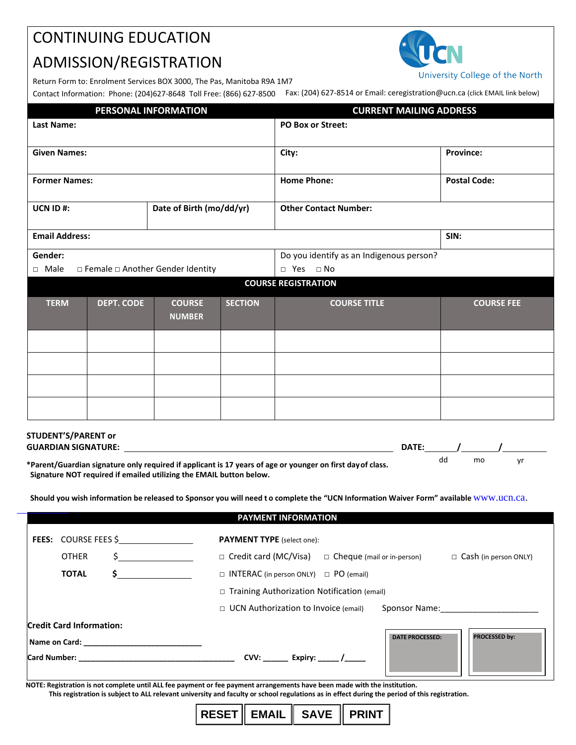# CONTINUING EDUCATION ADMISSION/REGISTRATION

University College of the North

Return Form to: Enrolment Services BOX 3000, The Pas, Manitoba R9A 1M7

Contact Information: Phone: (204)627-8648 Toll Free: (866) 627-8500 Fax: (204) 627-8514 or Email: ceregistration@ucn.ca (click EMAIL link below)

| PERSONAL INFORMATION | | CURRENT MAILING ADDRESS | |
|---|---|---|---|
| **Last Name:** | | **PO Box or Street:** | |
| **Given Names:** | | **City:** | **Province:** |
| **Former Names:** | | **Home Phone:** | **Postal Code:** |
| **UCN ID #:** | **Date of Birth (mo/dd/yr)** | **Other Contact Number:** | |
| **Email Address:** | | | **SIN:** |
| **Gender:** □ Male □ Female □ Another Gender Identity | | Do you identify as an Indigenous person? □ Yes □ No | |

## COURSE REGISTRATION

| TERM | DEPT. CODE | COURSE NUMBER | SECTION | COURSE TITLE | COURSE FEE |
|---|---|---|---|---|---|
| | | | | | |
| | | | | | |
| | | | | | |
| | | | | | |

**STUDENT'S/PARENT or GUARDIAN SIGNATURE:** ______________________________ **DATE:** ______/______/______ (dd mo yr)

**\*Parent/Guardian signature only required if applicant is 17 years of age or younger on first day of class. Signature NOT required if emailed utilizing the EMAIL button below.**

**Should you wish information be released to Sponsor you will need t o complete the "UCN Information Waiver Form" available** www.ucn.ca.

## PAYMENT INFORMATION

**FEES:** COURSE FEES $________________

OTHER $________________

**TOTAL $________________**

**PAYMENT TYPE** (select one):

□ Credit card (MC/Visa) □ Cheque (mail or in-person) □ Cash (in person ONLY)

□ INTERAC (in person ONLY) □ PO (email)

□ Training Authorization Notification (email)

□ UCN Authorization to Invoice (email) Sponsor Name:______________________

**Credit Card Information:**

**Name on Card:** ____________________________

**Card Number:** ____________________________________ **CVV:** ______ **Expiry:** _____ /_____

| DATE PROCESSED: | PROCESSED by: |
|---|---|
| | |

**NOTE: Registration is not complete until ALL fee payment or fee payment arrangements have been made with the institution. This registration is subject to ALL relevant university and faculty or school regulations as in effect during the period of this registration.**

RESET | EMAIL | SAVE | PRINT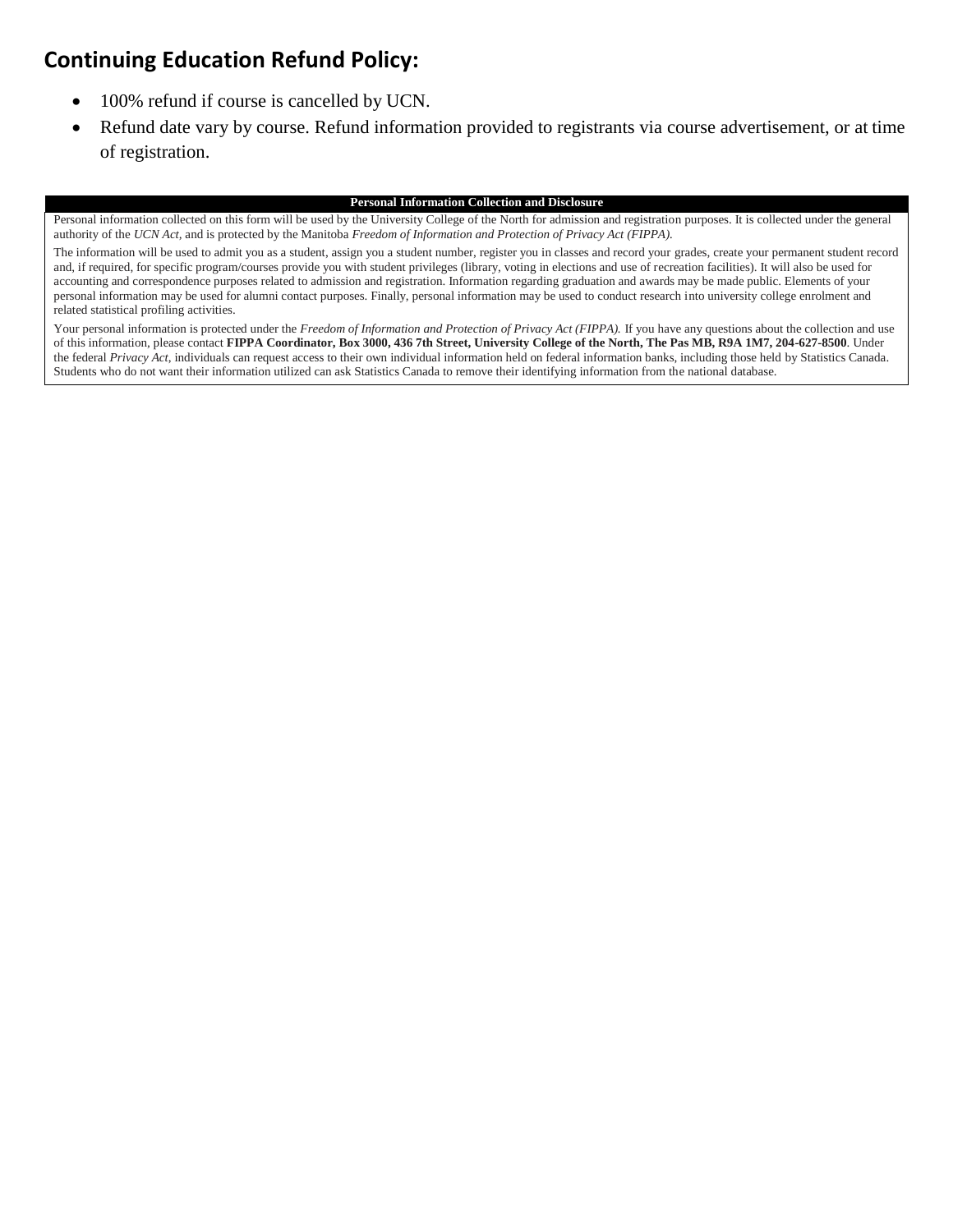## Continuing Education Refund Policy:

- 100% refund if course is cancelled by UCN.
- Refund date vary by course. Refund information provided to registrants via course advertisement, or at time of registration.

**Personal Information Collection and Disclosure**

Personal information collected on this form will be used by the University College of the North for admission and registration purposes. It is collected under the general authority of the *UCN Act*, and is protected by the Manitoba *Freedom of Information and Protection of Privacy Act (FIPPA).*

The information will be used to admit you as a student, assign you a student number, register you in classes and record your grades, create your permanent student record and, if required, for specific program/courses provide you with student privileges (library, voting in elections and use of recreation facilities). It will also be used for accounting and correspondence purposes related to admission and registration. Information regarding graduation and awards may be made public. Elements of your personal information may be used for alumni contact purposes. Finally, personal information may be used to conduct research into university college enrolment and related statistical profiling activities.

Your personal information is protected under the *Freedom of Information and Protection of Privacy Act (FIPPA).* If you have any questions about the collection and use of this information, please contact **FIPPA Coordinator, Box 3000, 436 7th Street, University College of the North, The Pas MB, R9A 1M7, 204-627-8500**. Under the federal *Privacy Act*, individuals can request access to their own individual information held on federal information banks, including those held by Statistics Canada. Students who do not want their information utilized can ask Statistics Canada to remove their identifying information from the national database.